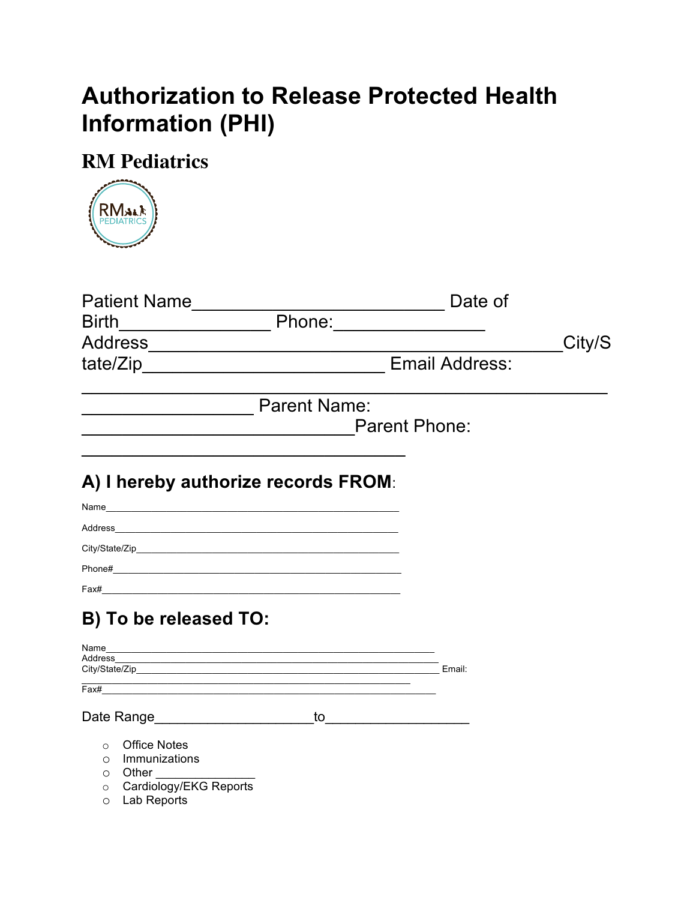# Authorization to Release Protected Health Information (PHI)

## RM Pediatrics

Patient Name__________________________ Date of Birth________________ Phone:________________ Address____________________________________________City/State/Zip_________________________ Email Address: ________________________________________________________ Parent Name: ___________________________Parent Phone: __________________________________

## A) I hereby authorize records FROM:

Name_______________________________________________

Address_____________________________________________

City/State/Zip_______________________________________

Phone#_____________________________________________

Fax#_______________________________________________

## B) To be released TO:

Name_______________________________________________
Address_____________________________________________
City/State/Zip_______________________________________ Email: _______________________________________________
Fax#_______________________________________________

Date Range____________________to__________________

- Office Notes
- Immunizations
- Other _______________
- Cardiology/EKG Reports
- Lab Reports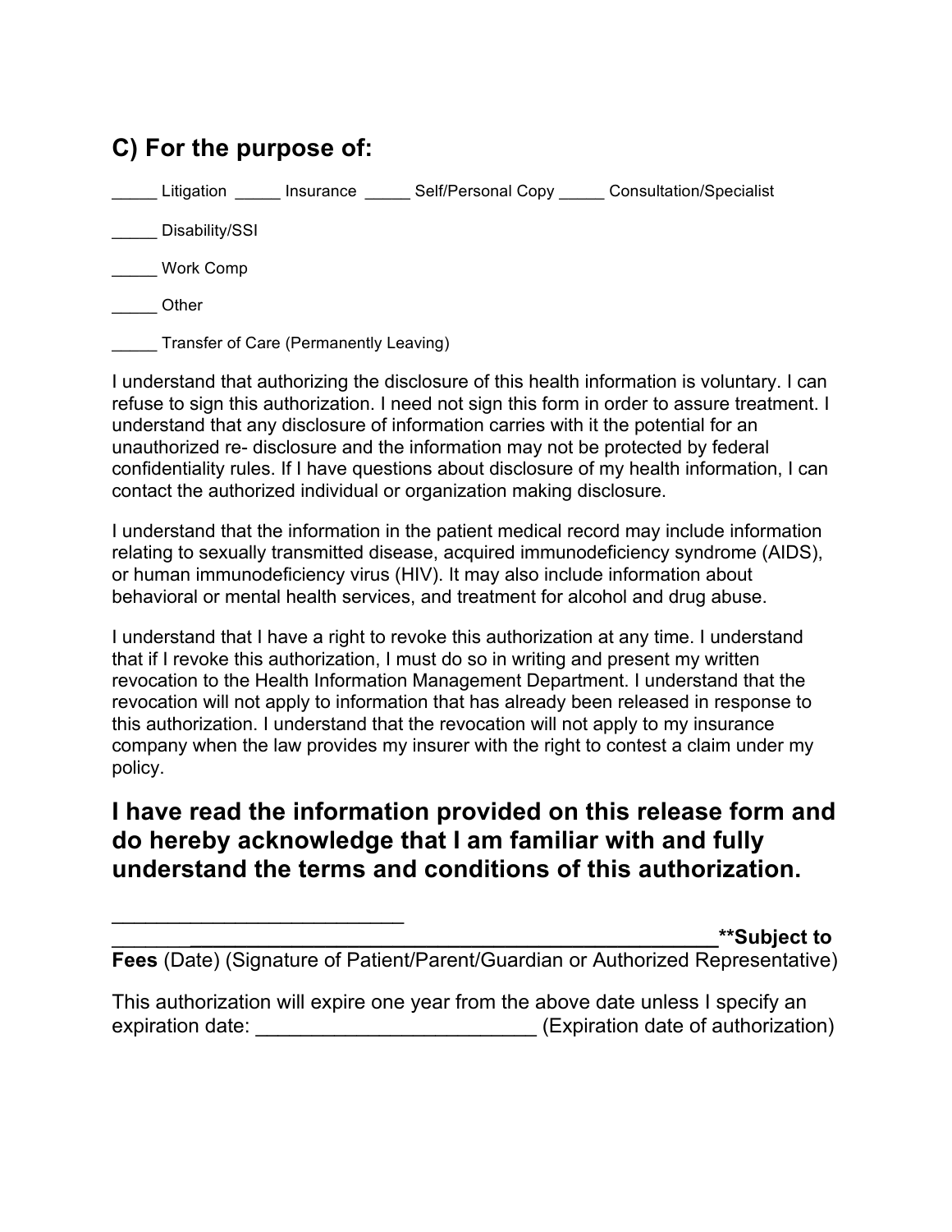## C) For the purpose of:

_____ Litigation _____ Insurance _____ Self/Personal Copy _____ Consultation/Specialist

_____ Disability/SSI

_____ Work Comp

_____ Other

_____ Transfer of Care (Permanently Leaving)

I understand that authorizing the disclosure of this health information is voluntary. I can refuse to sign this authorization. I need not sign this form in order to assure treatment. I understand that any disclosure of information carries with it the potential for an unauthorized re- disclosure and the information may not be protected by federal confidentiality rules. If I have questions about disclosure of my health information, I can contact the authorized individual or organization making disclosure.

I understand that the information in the patient medical record may include information relating to sexually transmitted disease, acquired immunodeficiency syndrome (AIDS), or human immunodeficiency virus (HIV). It may also include information about behavioral or mental health services, and treatment for alcohol and drug abuse.

I understand that I have a right to revoke this authorization at any time. I understand that if I revoke this authorization, I must do so in writing and present my written revocation to the Health Information Management Department. I understand that the revocation will not apply to information that has already been released in response to this authorization. I understand that the revocation will not apply to my insurance company when the law provides my insurer with the right to contest a claim under my policy.

## I have read the information provided on this release form and do hereby acknowledge that I am familiar with and fully understand the terms and conditions of this authorization.

__________________________

_______________________________________________________ **Subject to Fees** (Date) (Signature of Patient/Parent/Guardian or Authorized Representative)

This authorization will expire one year from the above date unless I specify an expiration date: _________________________ (Expiration date of authorization)